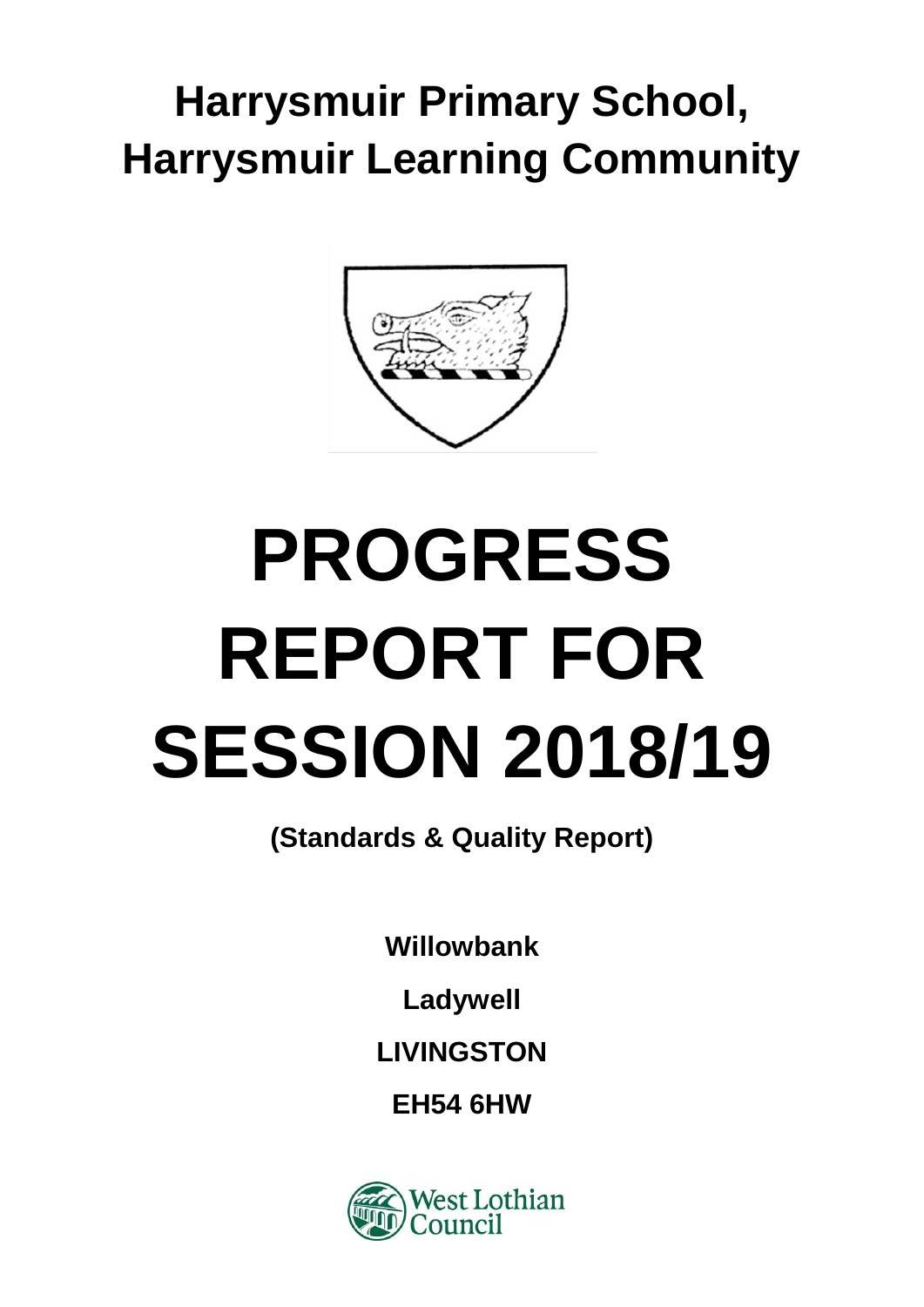# Harrysmuir Primary School, Harrysmuir Learning Community

# PROGRESS REPORT FOR SESSION 2018/19

**(Standards & Quality Report)**

**Willowbank**

**Ladywell**

**LIVINGSTON**

**EH54 6HW**

West Lothian Council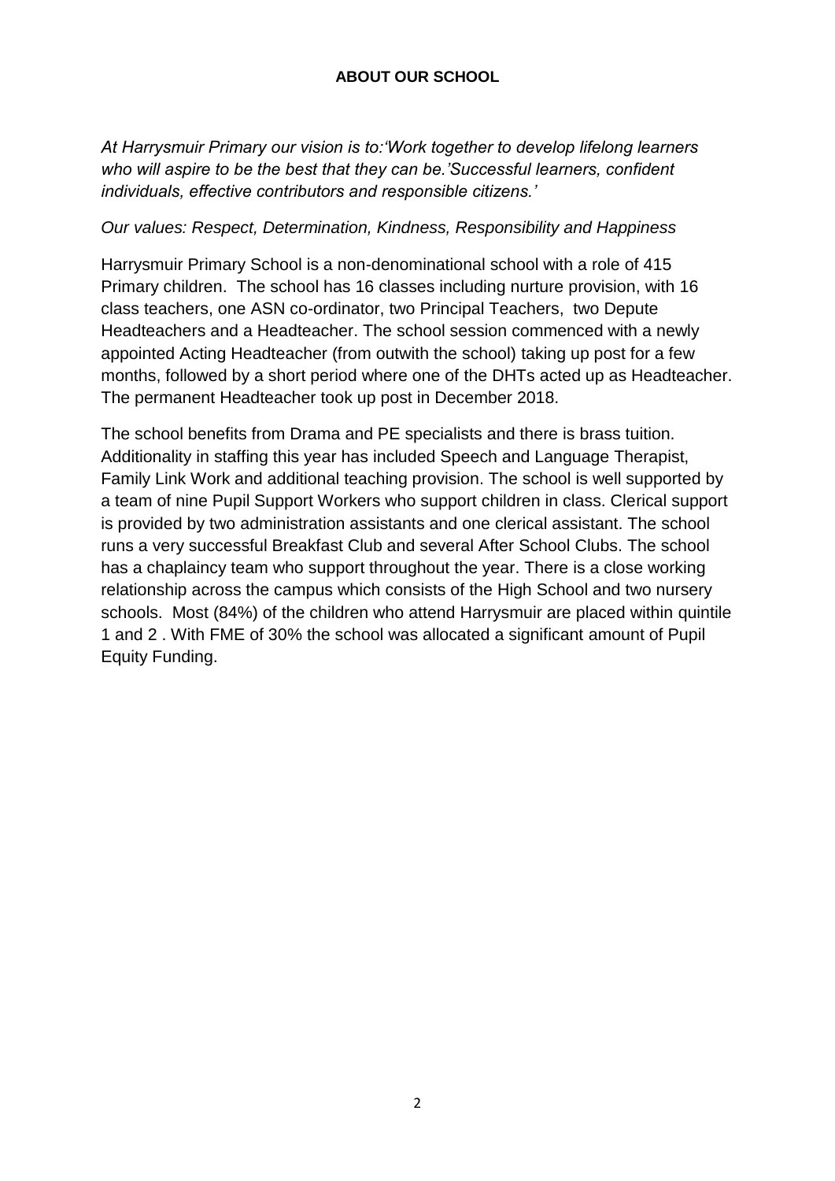## ABOUT OUR SCHOOL

*At Harrysmuir Primary our vision is to:'Work together to develop lifelong learners who will aspire to be the best that they can be.'Successful learners, confident individuals, effective contributors and responsible citizens.'*

*Our values: Respect, Determination, Kindness, Responsibility and Happiness*

Harrysmuir Primary School is a non-denominational school with a role of 415 Primary children. The school has 16 classes including nurture provision, with 16 class teachers, one ASN co-ordinator, two Principal Teachers, two Depute Headteachers and a Headteacher. The school session commenced with a newly appointed Acting Headteacher (from outwith the school) taking up post for a few months, followed by a short period where one of the DHTs acted up as Headteacher. The permanent Headteacher took up post in December 2018.

The school benefits from Drama and PE specialists and there is brass tuition. Additionality in staffing this year has included Speech and Language Therapist, Family Link Work and additional teaching provision. The school is well supported by a team of nine Pupil Support Workers who support children in class. Clerical support is provided by two administration assistants and one clerical assistant. The school runs a very successful Breakfast Club and several After School Clubs. The school has a chaplaincy team who support throughout the year. There is a close working relationship across the campus which consists of the High School and two nursery schools. Most (84%) of the children who attend Harrysmuir are placed within quintile 1 and 2 . With FME of 30% the school was allocated a significant amount of Pupil Equity Funding.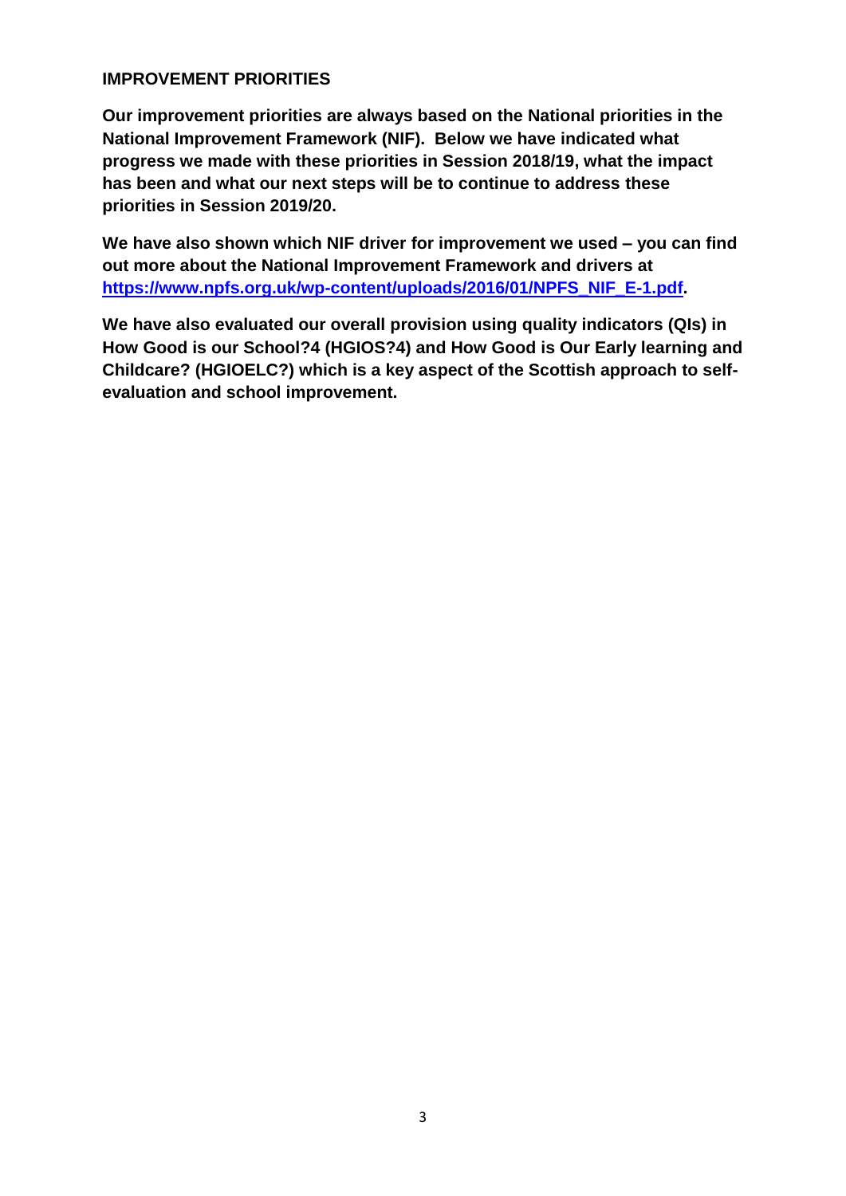## IMPROVEMENT PRIORITIES

**Our improvement priorities are always based on the National priorities in the National Improvement Framework (NIF). Below we have indicated what progress we made with these priorities in Session 2018/19, what the impact has been and what our next steps will be to continue to address these priorities in Session 2019/20.**

**We have also shown which NIF driver for improvement we used – you can find out more about the National Improvement Framework and drivers at [https://www.npfs.org.uk/wp-content/uploads/2016/01/NPFS_NIF_E-1.pdf](https://www.npfs.org.uk/wp-content/uploads/2016/01/NPFS_NIF_E-1.pdf).**

**We have also evaluated our overall provision using quality indicators (QIs) in How Good is our School?4 (HGIOS?4) and How Good is Our Early learning and Childcare? (HGIOELC?) which is a key aspect of the Scottish approach to self-evaluation and school improvement.**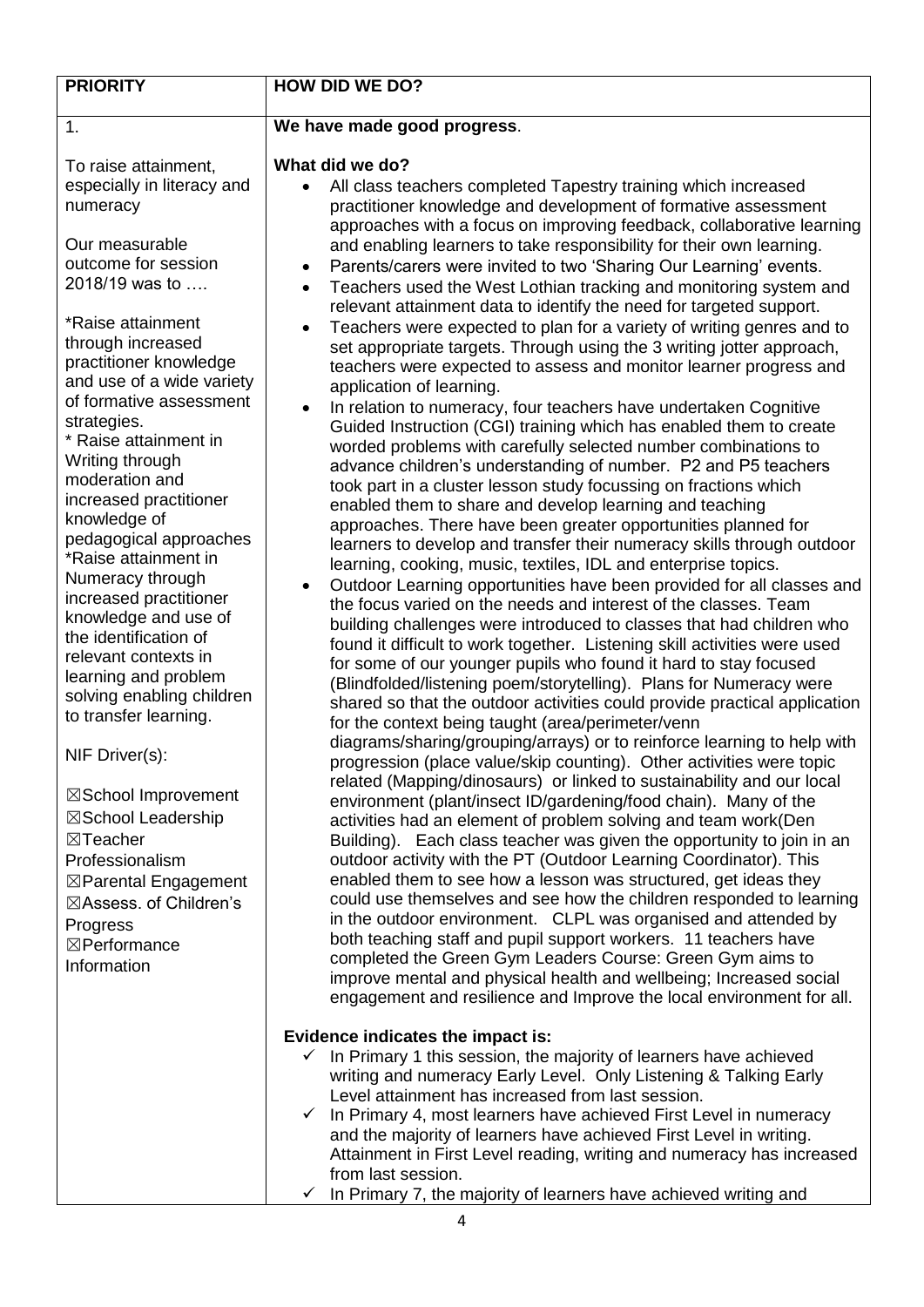| PRIORITY | HOW DID WE DO? |
| --- | --- |
| 1.<br><br>To raise attainment, especially in literacy and numeracy<br><br>Our measurable outcome for session 2018/19 was to ….<br><br>*Raise attainment through increased practitioner knowledge and use of a wide variety of formative assessment strategies.<br>* Raise attainment in Writing through moderation and increased practitioner knowledge of pedagogical approaches<br>*Raise attainment in Numeracy through increased practitioner knowledge and use of the identification of relevant contexts in learning and problem solving enabling children to transfer learning.<br><br>NIF Driver(s):<br><br>☒School Improvement<br>☒School Leadership<br>☒Teacher Professionalism<br>☒Parental Engagement<br>☒Assess. of Children's Progress<br>☒Performance Information | **We have made good progress**.<br><br>**What did we do?**<br>• All class teachers completed Tapestry training which increased practitioner knowledge and development of formative assessment approaches with a focus on improving feedback, collaborative learning and enabling learners to take responsibility for their own learning.<br>• Parents/carers were invited to two 'Sharing Our Learning' events.<br>• Teachers used the West Lothian tracking and monitoring system and relevant attainment data to identify the need for targeted support.<br>• Teachers were expected to plan for a variety of writing genres and to set appropriate targets. Through using the 3 writing jotter approach, teachers were expected to assess and monitor learner progress and application of learning.<br>• In relation to numeracy, four teachers have undertaken Cognitive Guided Instruction (CGI) training which has enabled them to create worded problems with carefully selected number combinations to advance children's understanding of number. P2 and P5 teachers took part in a cluster lesson study focussing on fractions which enabled them to share and develop learning and teaching approaches. There have been greater opportunities planned for learners to develop and transfer their numeracy skills through outdoor learning, cooking, music, textiles, IDL and enterprise topics.<br>• Outdoor Learning opportunities have been provided for all classes and the focus varied on the needs and interest of the classes. Team building challenges were introduced to classes that had children who found it difficult to work together. Listening skill activities were used for some of our younger pupils who found it hard to stay focused (Blindfolded/listening poem/storytelling). Plans for Numeracy were shared so that the outdoor activities could provide practical application for the context being taught (area/perimeter/venn diagrams/sharing/grouping/arrays) or to reinforce learning to help with progression (place value/skip counting). Other activities were topic related (Mapping/dinosaurs) or linked to sustainability and our local environment (plant/insect ID/gardening/food chain). Many of the activities had an element of problem solving and team work(Den Building). Each class teacher was given the opportunity to join in an outdoor activity with the PT (Outdoor Learning Coordinator). This enabled them to see how a lesson was structured, get ideas they could use themselves and see how the children responded to learning in the outdoor environment. CLPL was organised and attended by both teaching staff and pupil support workers. 11 teachers have completed the Green Gym Leaders Course: Green Gym aims to improve mental and physical health and wellbeing; Increased social engagement and resilience and Improve the local environment for all.<br><br>**Evidence indicates the impact is:**<br>✓ In Primary 1 this session, the majority of learners have achieved writing and numeracy Early Level. Only Listening & Talking Early Level attainment has increased from last session.<br>✓ In Primary 4, most learners have achieved First Level in numeracy and the majority of learners have achieved First Level in writing. Attainment in First Level reading, writing and numeracy has increased from last session.<br>✓ In Primary 7, the majority of learners have achieved writing and |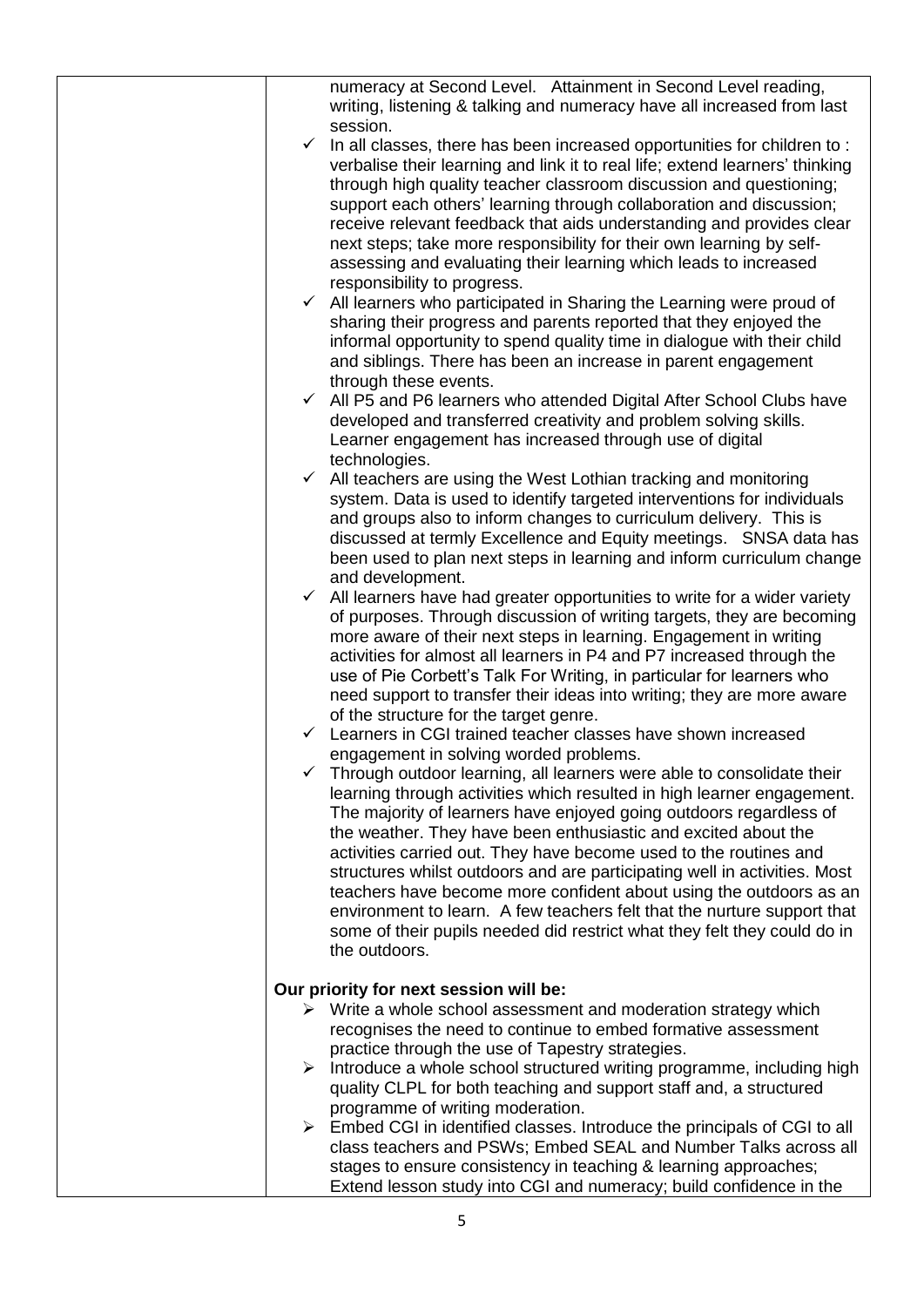| | |
|---|---|
| | numeracy at Second Level. Attainment in Second Level reading, writing, listening & talking and numeracy have all increased from last session.<br>✓ In all classes, there has been increased opportunities for children to : verbalise their learning and link it to real life; extend learners' thinking through high quality teacher classroom discussion and questioning; support each others' learning through collaboration and discussion; receive relevant feedback that aids understanding and provides clear next steps; take more responsibility for their own learning by self-assessing and evaluating their learning which leads to increased responsibility to progress.<br>✓ All learners who participated in Sharing the Learning were proud of sharing their progress and parents reported that they enjoyed the informal opportunity to spend quality time in dialogue with their child and siblings. There has been an increase in parent engagement through these events.<br>✓ All P5 and P6 learners who attended Digital After School Clubs have developed and transferred creativity and problem solving skills. Learner engagement has increased through use of digital technologies.<br>✓ All teachers are using the West Lothian tracking and monitoring system. Data is used to identify targeted interventions for individuals and groups also to inform changes to curriculum delivery. This is discussed at termly Excellence and Equity meetings. SNSA data has been used to plan next steps in learning and inform curriculum change and development.<br>✓ All learners have had greater opportunities to write for a wider variety of purposes. Through discussion of writing targets, they are becoming more aware of their next steps in learning. Engagement in writing activities for almost all learners in P4 and P7 increased through the use of Pie Corbett's Talk For Writing, in particular for learners who need support to transfer their ideas into writing; they are more aware of the structure for the target genre.<br>✓ Learners in CGI trained teacher classes have shown increased engagement in solving worded problems.<br>✓ Through outdoor learning, all learners were able to consolidate their learning through activities which resulted in high learner engagement. The majority of learners have enjoyed going outdoors regardless of the weather. They have been enthusiastic and excited about the activities carried out. They have become used to the routines and structures whilst outdoors and are participating well in activities. Most teachers have become more confident about using the outdoors as an environment to learn. A few teachers felt that the nurture support that some of their pupils needed did restrict what they felt they could do in the outdoors.<br><br>**Our priority for next session will be:**<br>➢ Write a whole school assessment and moderation strategy which recognises the need to continue to embed formative assessment practice through the use of Tapestry strategies.<br>➢ Introduce a whole school structured writing programme, including high quality CLPL for both teaching and support staff and, a structured programme of writing moderation.<br>➢ Embed CGI in identified classes. Introduce the principals of CGI to all class teachers and PSWs; Embed SEAL and Number Talks across all stages to ensure consistency in teaching & learning approaches; Extend lesson study into CGI and numeracy; build confidence in the |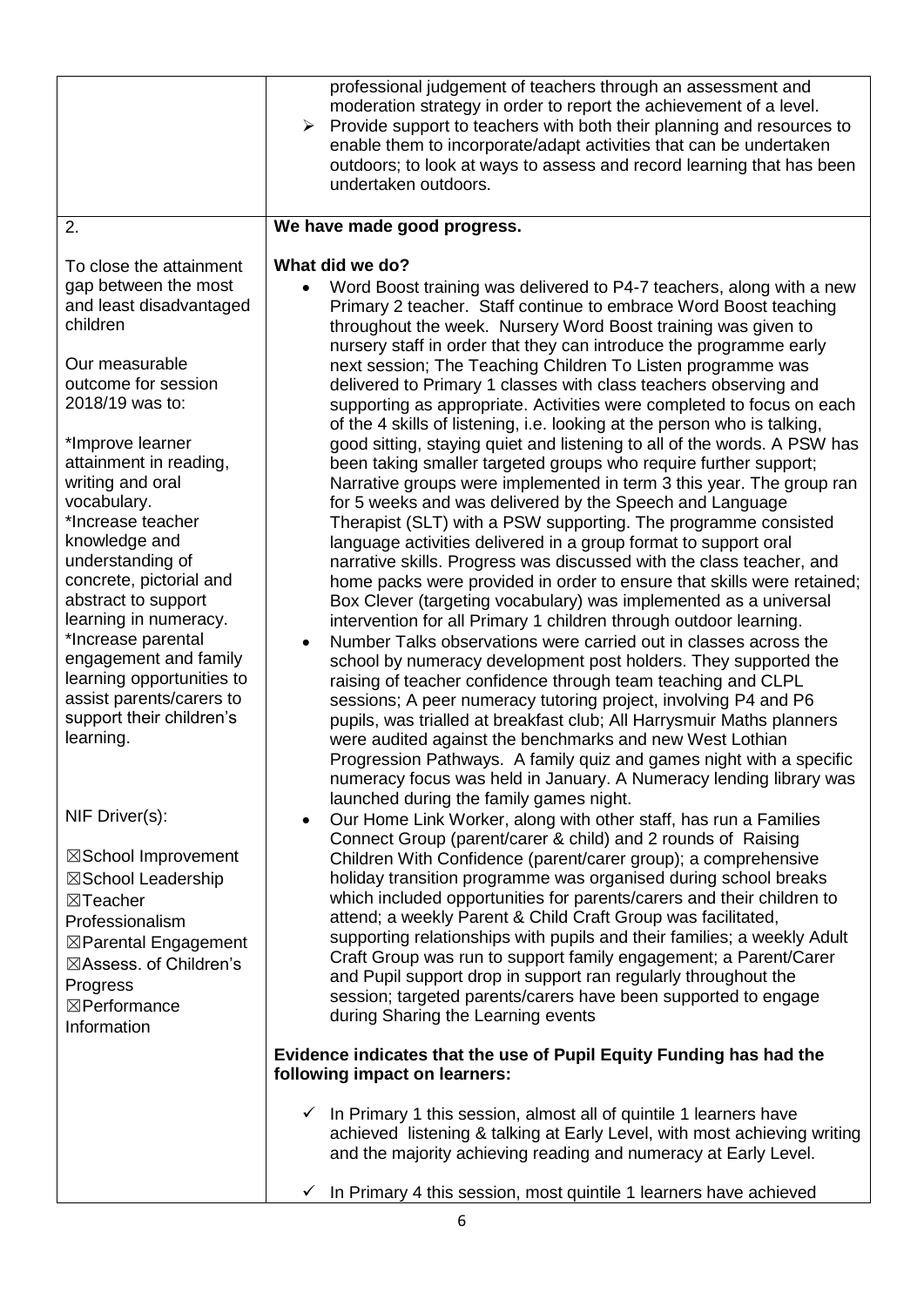| | |
|---|---|
| | professional judgement of teachers through an assessment and moderation strategy in order to report the achievement of a level.<br>➢ Provide support to teachers with both their planning and resources to enable them to incorporate/adapt activities that can be undertaken outdoors; to look at ways to assess and record learning that has been undertaken outdoors. |
| 2.<br><br>To close the attainment gap between the most and least disadvantaged children<br><br>Our measurable outcome for session 2018/19 was to:<br><br>*Improve learner attainment in reading, writing and oral vocabulary.<br>*Increase teacher knowledge and understanding of concrete, pictorial and abstract to support learning in numeracy.<br>*Increase parental engagement and family learning opportunities to assist parents/carers to support their children's learning.<br><br>NIF Driver(s):<br><br>☒School Improvement<br>☒School Leadership<br>☒Teacher Professionalism<br>☒Parental Engagement<br>☒Assess. of Children's Progress<br>☒Performance Information | **We have made good progress.**<br><br>**What did we do?**<br>• Word Boost training was delivered to P4-7 teachers, along with a new Primary 2 teacher. Staff continue to embrace Word Boost teaching throughout the week. Nursery Word Boost training was given to nursery staff in order that they can introduce the programme early next session; The Teaching Children To Listen programme was delivered to Primary 1 classes with class teachers observing and supporting as appropriate. Activities were completed to focus on each of the 4 skills of listening, i.e. looking at the person who is talking, good sitting, staying quiet and listening to all of the words. A PSW has been taking smaller targeted groups who require further support; Narrative groups were implemented in term 3 this year. The group ran for 5 weeks and was delivered by the Speech and Language Therapist (SLT) with a PSW supporting. The programme consisted language activities delivered in a group format to support oral narrative skills. Progress was discussed with the class teacher, and home packs were provided in order to ensure that skills were retained; Box Clever (targeting vocabulary) was implemented as a universal intervention for all Primary 1 children through outdoor learning.<br>• Number Talks observations were carried out in classes across the school by numeracy development post holders. They supported the raising of teacher confidence through team teaching and CLPL sessions; A peer numeracy tutoring project, involving P4 and P6 pupils, was trialled at breakfast club; All Harrysmuir Maths planners were audited against the benchmarks and new West Lothian Progression Pathways. A family quiz and games night with a specific numeracy focus was held in January. A Numeracy lending library was launched during the family games night.<br>• Our Home Link Worker, along with other staff, has run a Families Connect Group (parent/carer & child) and 2 rounds of Raising Children With Confidence (parent/carer group); a comprehensive holiday transition programme was organised during school breaks which included opportunities for parents/carers and their children to attend; a weekly Parent & Child Craft Group was facilitated, supporting relationships with pupils and their families; a weekly Adult Craft Group was run to support family engagement; a Parent/Carer and Pupil support drop in support ran regularly throughout the session; targeted parents/carers have been supported to engage during Sharing the Learning events<br><br>**Evidence indicates that the use of Pupil Equity Funding has had the following impact on learners:**<br><br>✓ In Primary 1 this session, almost all of quintile 1 learners have achieved listening & talking at Early Level, with most achieving writing and the majority achieving reading and numeracy at Early Level.<br><br>✓ In Primary 4 this session, most quintile 1 learners have achieved |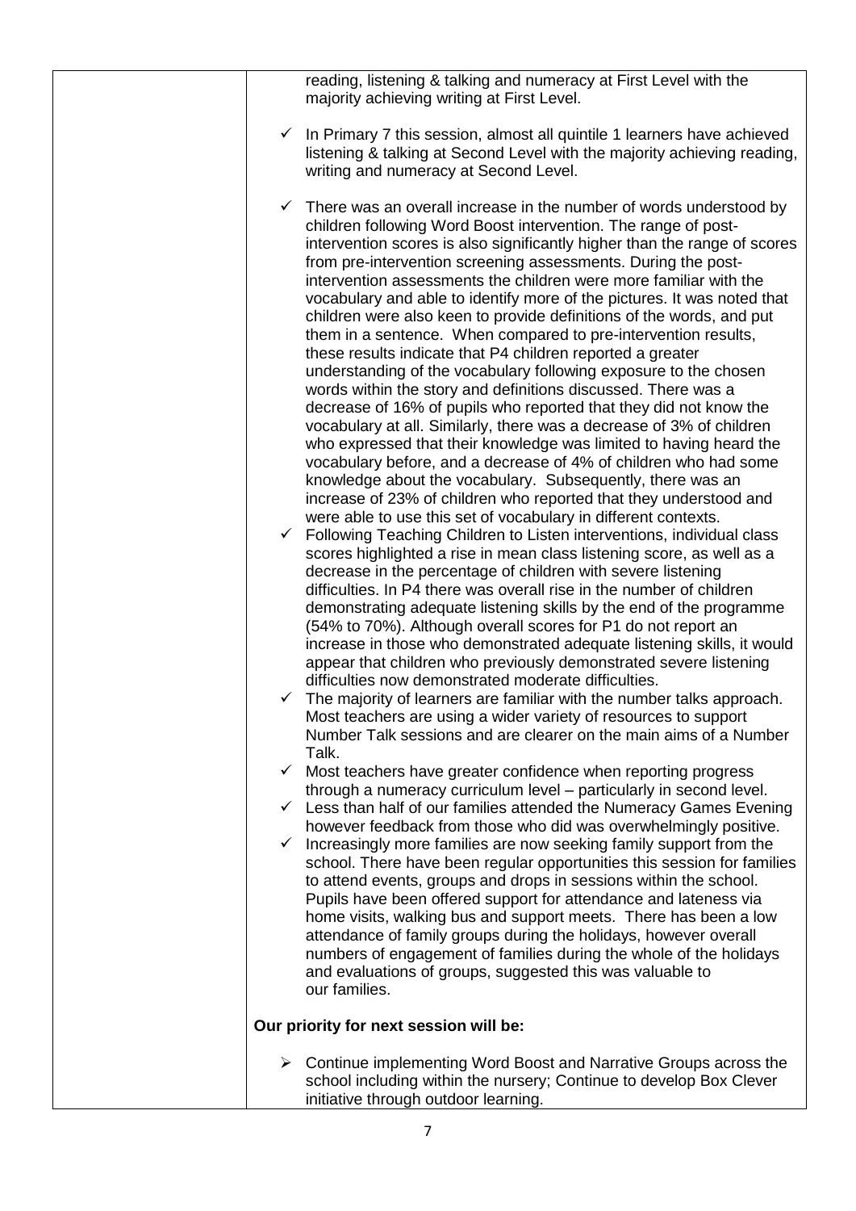| | |
|---|---|
| | reading, listening & talking and numeracy at First Level with the majority achieving writing at First Level.<br><br>✓ In Primary 7 this session, almost all quintile 1 learners have achieved listening & talking at Second Level with the majority achieving reading, writing and numeracy at Second Level.<br><br>✓ There was an overall increase in the number of words understood by children following Word Boost intervention. The range of post-intervention scores is also significantly higher than the range of scores from pre-intervention screening assessments. During the post-intervention assessments the children were more familiar with the vocabulary and able to identify more of the pictures. It was noted that children were also keen to provide definitions of the words, and put them in a sentence. When compared to pre-intervention results, these results indicate that P4 children reported a greater understanding of the vocabulary following exposure to the chosen words within the story and definitions discussed. There was a decrease of 16% of pupils who reported that they did not know the vocabulary at all. Similarly, there was a decrease of 3% of children who expressed that their knowledge was limited to having heard the vocabulary before, and a decrease of 4% of children who had some knowledge about the vocabulary. Subsequently, there was an increase of 23% of children who reported that they understood and were able to use this set of vocabulary in different contexts.<br>✓ Following Teaching Children to Listen interventions, individual class scores highlighted a rise in mean class listening score, as well as a decrease in the percentage of children with severe listening difficulties. In P4 there was overall rise in the number of children demonstrating adequate listening skills by the end of the programme (54% to 70%). Although overall scores for P1 do not report an increase in those who demonstrated adequate listening skills, it would appear that children who previously demonstrated severe listening difficulties now demonstrated moderate difficulties.<br>✓ The majority of learners are familiar with the number talks approach. Most teachers are using a wider variety of resources to support Number Talk sessions and are clearer on the main aims of a Number Talk.<br>✓ Most teachers have greater confidence when reporting progress through a numeracy curriculum level – particularly in second level.<br>✓ Less than half of our families attended the Numeracy Games Evening however feedback from those who did was overwhelmingly positive.<br>✓ Increasingly more families are now seeking family support from the school. There have been regular opportunities this session for families to attend events, groups and drops in sessions within the school. Pupils have been offered support for attendance and lateness via home visits, walking bus and support meets. There has been a low attendance of family groups during the holidays, however overall numbers of engagement of families during the whole of the holidays and evaluations of groups, suggested this was valuable to our families.<br><br>**Our priority for next session will be:**<br><br>➢ Continue implementing Word Boost and Narrative Groups across the school including within the nursery; Continue to develop Box Clever initiative through outdoor learning. |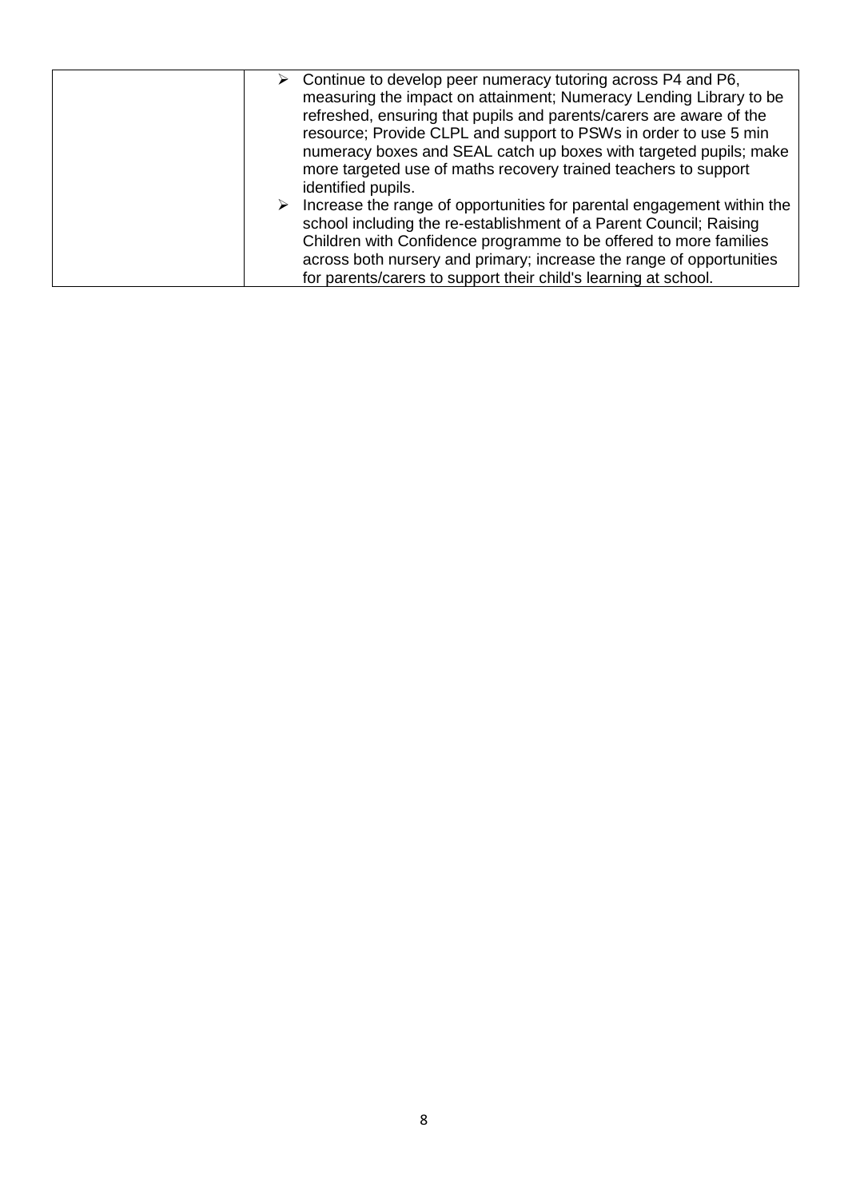| | |
|---|---|
| | ➢ Continue to develop peer numeracy tutoring across P4 and P6, measuring the impact on attainment; Numeracy Lending Library to be refreshed, ensuring that pupils and parents/carers are aware of the resource; Provide CLPL and support to PSWs in order to use 5 min numeracy boxes and SEAL catch up boxes with targeted pupils; make more targeted use of maths recovery trained teachers to support identified pupils.<br>➢ Increase the range of opportunities for parental engagement within the school including the re-establishment of a Parent Council; Raising Children with Confidence programme to be offered to more families across both nursery and primary; increase the range of opportunities for parents/carers to support their child's learning at school. |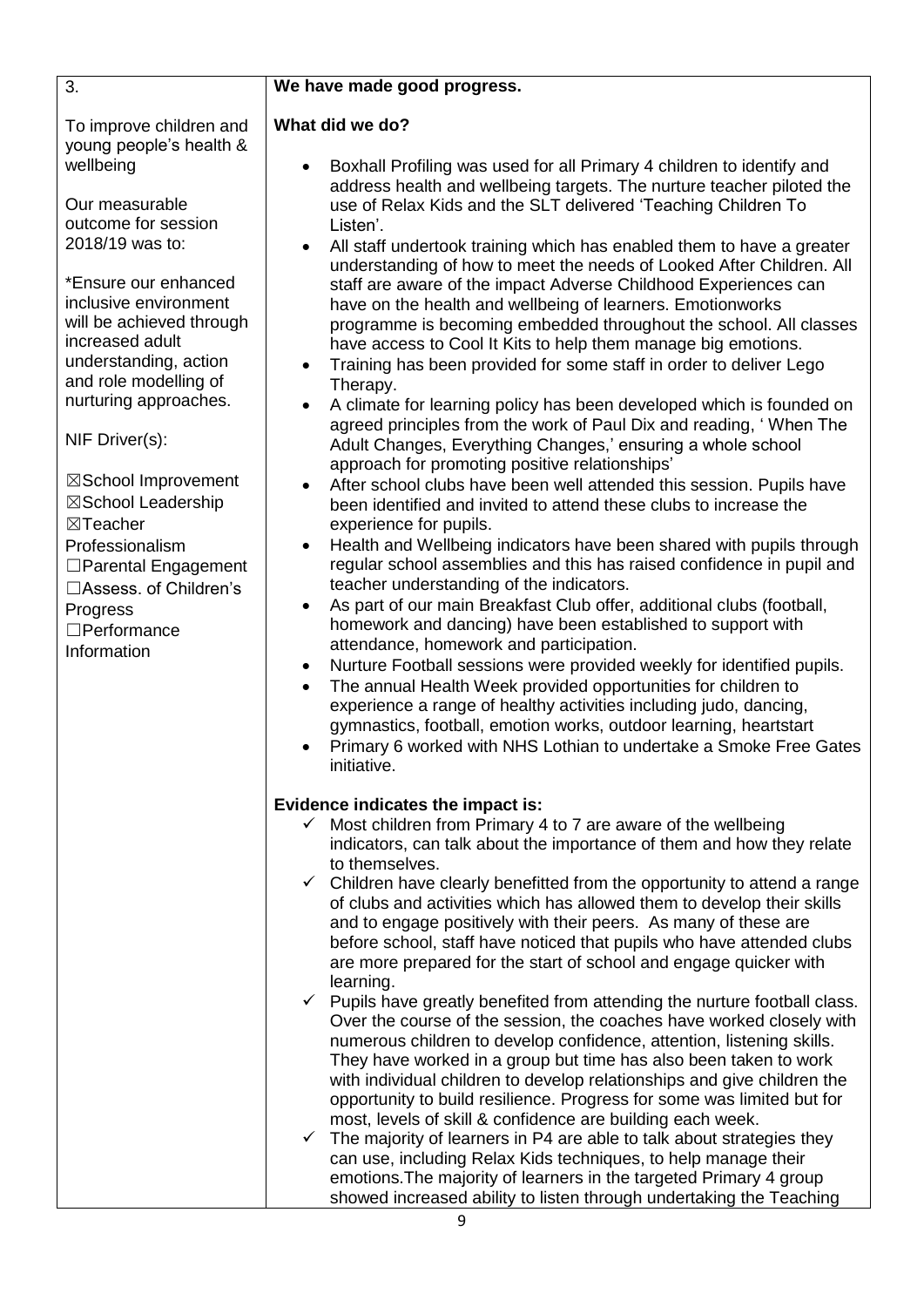| 3. | **We have made good progress.** |
| --- | --- |
| To improve children and young people's health & wellbeing<br><br>Our measurable outcome for session 2018/19 was to:<br><br>*Ensure our enhanced inclusive environment will be achieved through increased adult understanding, action and role modelling of nurturing approaches.<br><br>NIF Driver(s):<br><br>☒School Improvement<br>☒School Leadership<br>☒Teacher Professionalism<br>☐Parental Engagement<br>☐Assess. of Children's Progress<br>☐Performance Information | **What did we do?**<br><br>• Boxhall Profiling was used for all Primary 4 children to identify and address health and wellbeing targets. The nurture teacher piloted the use of Relax Kids and the SLT delivered 'Teaching Children To Listen'.<br>• All staff undertook training which has enabled them to have a greater understanding of how to meet the needs of Looked After Children. All staff are aware of the impact Adverse Childhood Experiences can have on the health and wellbeing of learners. Emotionworks programme is becoming embedded throughout the school. All classes have access to Cool It Kits to help them manage big emotions.<br>• Training has been provided for some staff in order to deliver Lego Therapy.<br>• A climate for learning policy has been developed which is founded on agreed principles from the work of Paul Dix and reading, ' When The Adult Changes, Everything Changes,' ensuring a whole school approach for promoting positive relationships'<br>• After school clubs have been well attended this session. Pupils have been identified and invited to attend these clubs to increase the experience for pupils.<br>• Health and Wellbeing indicators have been shared with pupils through regular school assemblies and this has raised confidence in pupil and teacher understanding of the indicators.<br>• As part of our main Breakfast Club offer, additional clubs (football, homework and dancing) have been established to support with attendance, homework and participation.<br>• Nurture Football sessions were provided weekly for identified pupils.<br>• The annual Health Week provided opportunities for children to experience a range of healthy activities including judo, dancing, gymnastics, football, emotion works, outdoor learning, heartstart<br>• Primary 6 worked with NHS Lothian to undertake a Smoke Free Gates initiative.<br><br>**Evidence indicates the impact is:**<br><br>✓ Most children from Primary 4 to 7 are aware of the wellbeing indicators, can talk about the importance of them and how they relate to themselves.<br>✓ Children have clearly benefitted from the opportunity to attend a range of clubs and activities which has allowed them to develop their skills and to engage positively with their peers. As many of these are before school, staff have noticed that pupils who have attended clubs are more prepared for the start of school and engage quicker with learning.<br>✓ Pupils have greatly benefited from attending the nurture football class. Over the course of the session, the coaches have worked closely with numerous children to develop confidence, attention, listening skills. They have worked in a group but time has also been taken to work with individual children to develop relationships and give children the opportunity to build resilience. Progress for some was limited but for most, levels of skill & confidence are building each week.<br>✓ The majority of learners in P4 are able to talk about strategies they can use, including Relax Kids techniques, to help manage their emotions.The majority of learners in the targeted Primary 4 group showed increased ability to listen through undertaking the Teaching |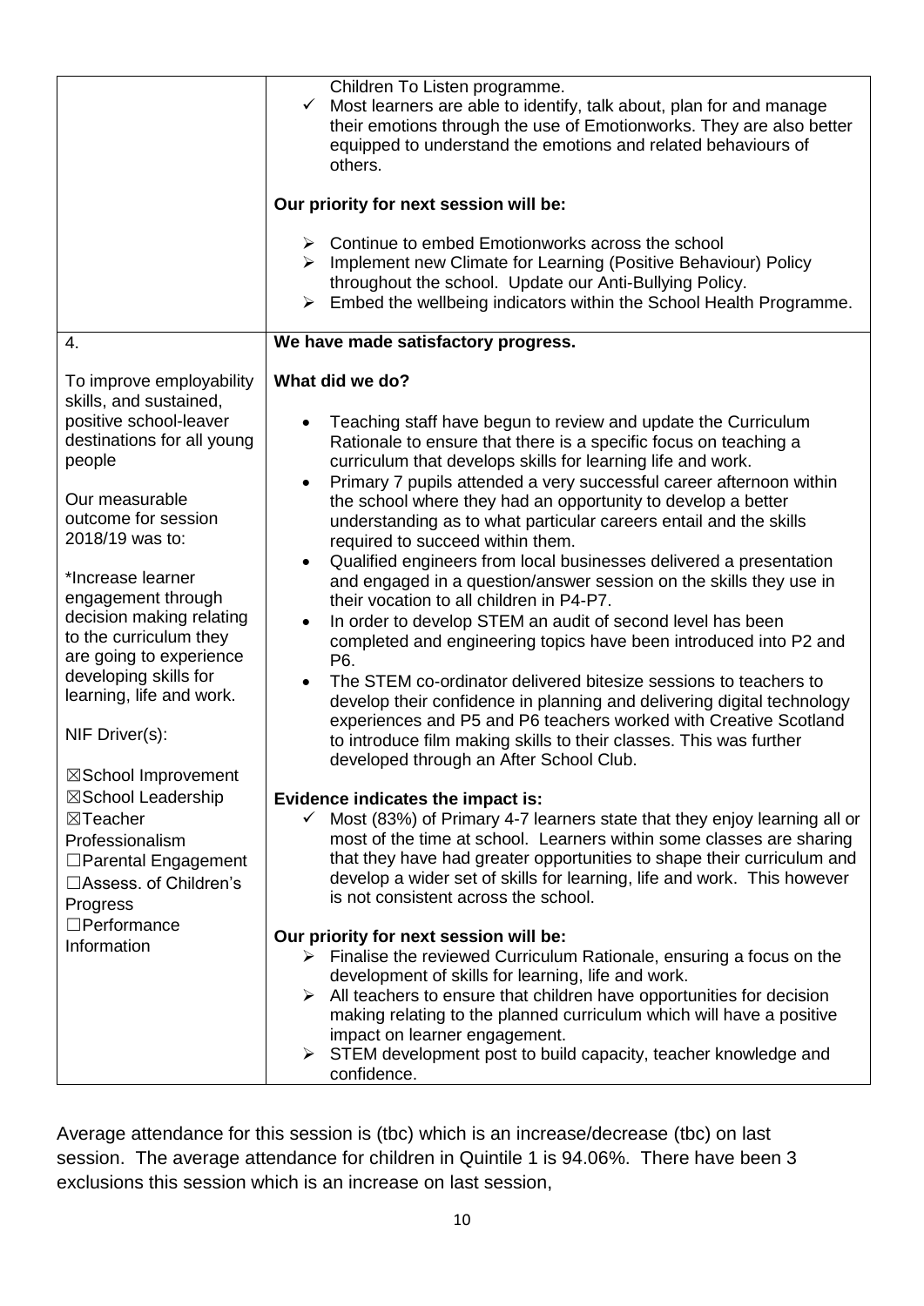| | |
|---|---|
| | Children To Listen programme.<br>✓ Most learners are able to identify, talk about, plan for and manage their emotions through the use of Emotionworks. They are also better equipped to understand the emotions and related behaviours of others.<br><br>**Our priority for next session will be:**<br><br>➢ Continue to embed Emotionworks across the school<br>➢ Implement new Climate for Learning (Positive Behaviour) Policy throughout the school. Update our Anti-Bullying Policy.<br>➢ Embed the wellbeing indicators within the School Health Programme. |
| 4.<br><br>To improve employability skills, and sustained, positive school-leaver destinations for all young people<br><br>Our measurable outcome for session 2018/19 was to:<br><br>*Increase learner engagement through decision making relating to the curriculum they are going to experience developing skills for learning, life and work.<br><br>NIF Driver(s):<br><br>☒School Improvement<br>☒School Leadership<br>☒Teacher Professionalism<br>☐Parental Engagement<br>☐Assess. of Children's Progress<br>☐Performance Information | **We have made satisfactory progress.**<br><br>**What did we do?**<br><br>• Teaching staff have begun to review and update the Curriculum Rationale to ensure that there is a specific focus on teaching a curriculum that develops skills for learning life and work.<br>• Primary 7 pupils attended a very successful career afternoon within the school where they had an opportunity to develop a better understanding as to what particular careers entail and the skills required to succeed within them.<br>• Qualified engineers from local businesses delivered a presentation and engaged in a question/answer session on the skills they use in their vocation to all children in P4-P7.<br>• In order to develop STEM an audit of second level has been completed and engineering topics have been introduced into P2 and P6.<br>• The STEM co-ordinator delivered bitesize sessions to teachers to develop their confidence in planning and delivering digital technology experiences and P5 and P6 teachers worked with Creative Scotland to introduce film making skills to their classes. This was further developed through an After School Club.<br><br>**Evidence indicates the impact is:**<br>✓ Most (83%) of Primary 4-7 learners state that they enjoy learning all or most of the time at school. Learners within some classes are sharing that they have had greater opportunities to shape their curriculum and develop a wider set of skills for learning, life and work. This however is not consistent across the school.<br><br>**Our priority for next session will be:**<br>➢ Finalise the reviewed Curriculum Rationale, ensuring a focus on the development of skills for learning, life and work.<br>➢ All teachers to ensure that children have opportunities for decision making relating to the planned curriculum which will have a positive impact on learner engagement.<br>➢ STEM development post to build capacity, teacher knowledge and confidence. |

Average attendance for this session is (tbc) which is an increase/decrease (tbc) on last session. The average attendance for children in Quintile 1 is 94.06%. There have been 3 exclusions this session which is an increase on last session,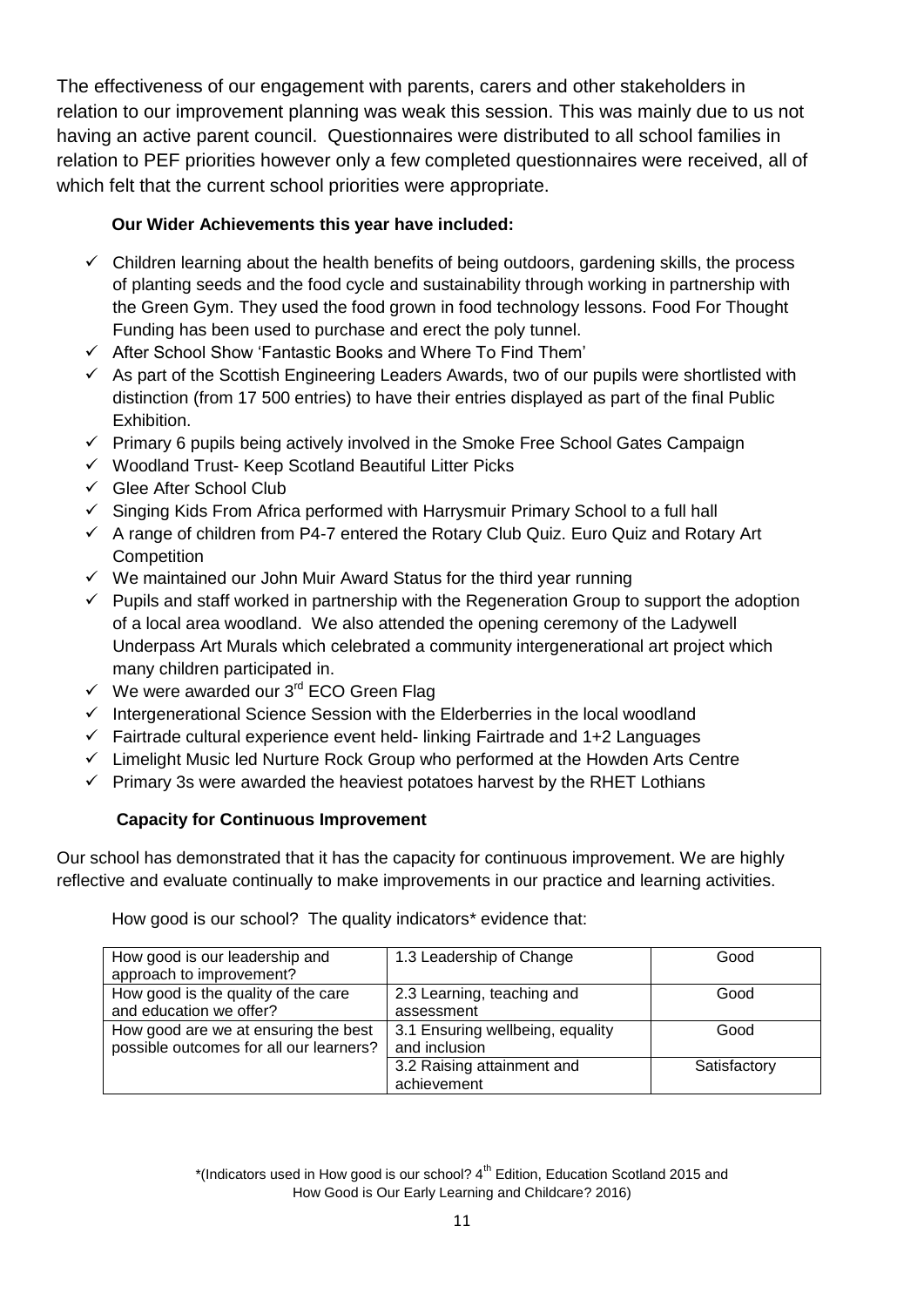The effectiveness of our engagement with parents, carers and other stakeholders in relation to our improvement planning was weak this session. This was mainly due to us not having an active parent council. Questionnaires were distributed to all school families in relation to PEF priorities however only a few completed questionnaires were received, all of which felt that the current school priorities were appropriate.

**Our Wider Achievements this year have included:**

- ✓ Children learning about the health benefits of being outdoors, gardening skills, the process of planting seeds and the food cycle and sustainability through working in partnership with the Green Gym. They used the food grown in food technology lessons. Food For Thought Funding has been used to purchase and erect the poly tunnel.
- ✓ After School Show 'Fantastic Books and Where To Find Them'
- ✓ As part of the Scottish Engineering Leaders Awards, two of our pupils were shortlisted with distinction (from 17 500 entries) to have their entries displayed as part of the final Public Exhibition.
- ✓ Primary 6 pupils being actively involved in the Smoke Free School Gates Campaign
- ✓ Woodland Trust- Keep Scotland Beautiful Litter Picks
- ✓ Glee After School Club
- ✓ Singing Kids From Africa performed with Harrysmuir Primary School to a full hall
- ✓ A range of children from P4-7 entered the Rotary Club Quiz. Euro Quiz and Rotary Art Competition
- ✓ We maintained our John Muir Award Status for the third year running
- ✓ Pupils and staff worked in partnership with the Regeneration Group to support the adoption of a local area woodland. We also attended the opening ceremony of the Ladywell Underpass Art Murals which celebrated a community intergenerational art project which many children participated in.
- ✓ We were awarded our 3rd ECO Green Flag
- ✓ Intergenerational Science Session with the Elderberries in the local woodland
- ✓ Fairtrade cultural experience event held- linking Fairtrade and 1+2 Languages
- ✓ Limelight Music led Nurture Rock Group who performed at the Howden Arts Centre
- ✓ Primary 3s were awarded the heaviest potatoes harvest by the RHET Lothians

**Capacity for Continuous Improvement**

Our school has demonstrated that it has the capacity for continuous improvement. We are highly reflective and evaluate continually to make improvements in our practice and learning activities.

How good is our school? The quality indicators* evidence that:

| | | |
|---|---|---|
| How good is our leadership and approach to improvement? | 1.3 Leadership of Change | Good |
| How good is the quality of the care and education we offer? | 2.3 Learning, teaching and assessment | Good |
| How good are we at ensuring the best possible outcomes for all our learners? | 3.1 Ensuring wellbeing, equality and inclusion | Good |
| | 3.2 Raising attainment and achievement | Satisfactory |

*(Indicators used in How good is our school? 4th Edition, Education Scotland 2015 and How Good is Our Early Learning and Childcare? 2016)